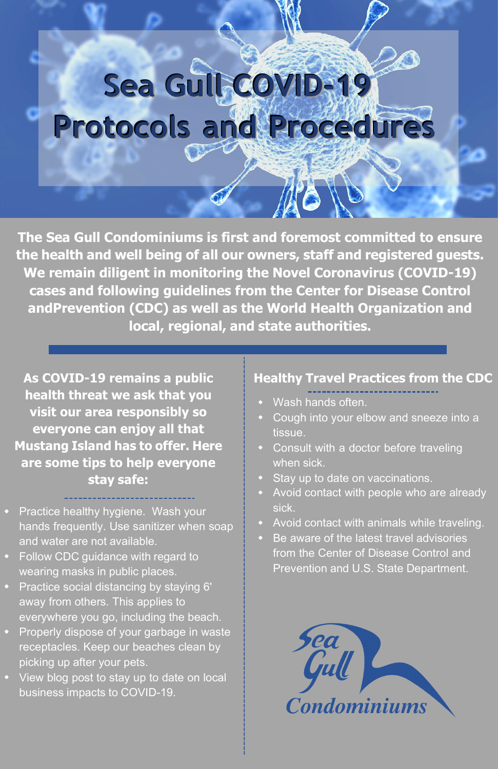# Sea Gull COVID-19 Protocols and Procedures

**The Sea Gull Condominiums is first and foremost committed to ensure the health and well being of all our owners, staff and registered guests. We remain diligent in monitoring the Novel Coronavirus (COVID-19) cases and following guidelines from the Center for Disease Control andPrevention (CDC) as well as the World Health Organization and local, regional, and state authorities.**

**As COVID-19 remains a public health threat we ask that you visit our area responsibly so everyone can enjoy all that Mustang Island has to offer. Here are some tips to help everyone stay safe:**

- Practice healthy hygiene. Wash your hands frequently. Use sanitizer when soap and water are not available.
- Follow CDC guidance with regard to wearing masks in public places.
- Practice social distancing by staying 6' away from others. This applies to everywhere you go, including the beach.
- Properly dispose of your garbage in waste receptacles. Keep our beaches clean by picking up after your pets.
- View blog post to stay up to date on local business impacts to COVID-19.

## Healthy Travel Practices from the CDC

- Wash hands often.
- Cough into your elbow and sneeze into a tissue.
- Consult with a doctor before traveling when sick.
- Stay up to date on vaccinations.
- Avoid contact with people who are already sick.
- Avoid contact with animals while traveling.
- Be aware of the latest travel advisories from the Center of Disease Control and Prevention and U.S. State Department.

Sea Gull Condominiums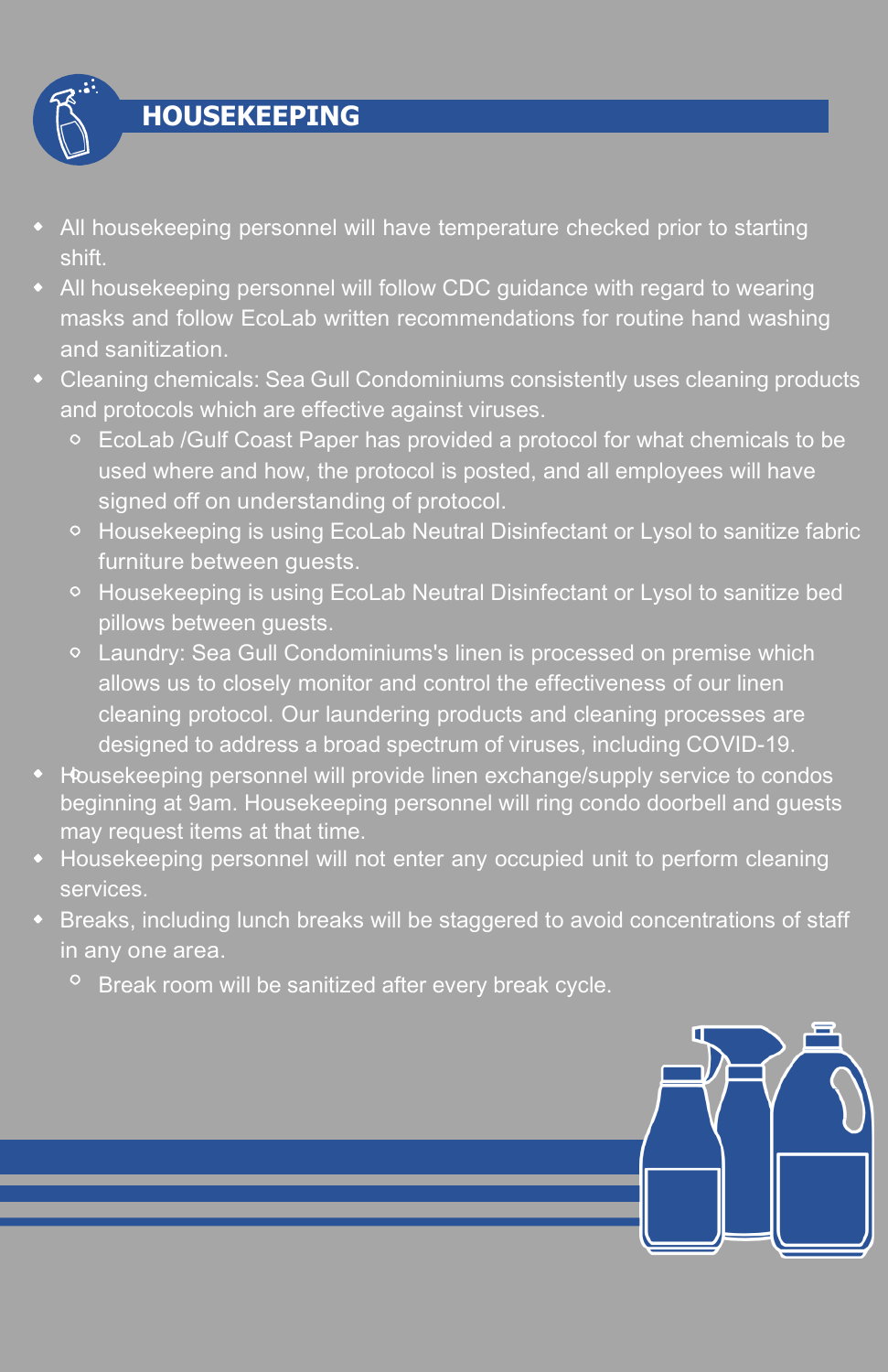## HOUSEKEEPING

- All housekeeping personnel will have temperature checked prior to starting shift.
- All housekeeping personnel will follow CDC guidance with regard to wearing masks and follow EcoLab written recommendations for routine hand washing and sanitization.
- Cleaning chemicals: Sea Gull Condominiums consistently uses cleaning products and protocols which are effective against viruses.
  - EcoLab /Gulf Coast Paper has provided a protocol for what chemicals to be used where and how, the protocol is posted, and all employees will have signed off on understanding of protocol.
  - Housekeeping is using EcoLab Neutral Disinfectant or Lysol to sanitize fabric furniture between guests.
  - Housekeeping is using EcoLab Neutral Disinfectant or Lysol to sanitize bed pillows between guests.
  - Laundry: Sea Gull Condominiums's linen is processed on premise which allows us to closely monitor and control the effectiveness of our linen cleaning protocol. Our laundering products and cleaning processes are designed to address a broad spectrum of viruses, including COVID-19.
- Housekeeping personnel will provide linen exchange/supply service to condos beginning at 9am. Housekeeping personnel will ring condo doorbell and guests may request items at that time.
- Housekeeping personnel will not enter any occupied unit to perform cleaning services.
- Breaks, including lunch breaks will be staggered to avoid concentrations of staff in any one area.
  - Break room will be sanitized after every break cycle.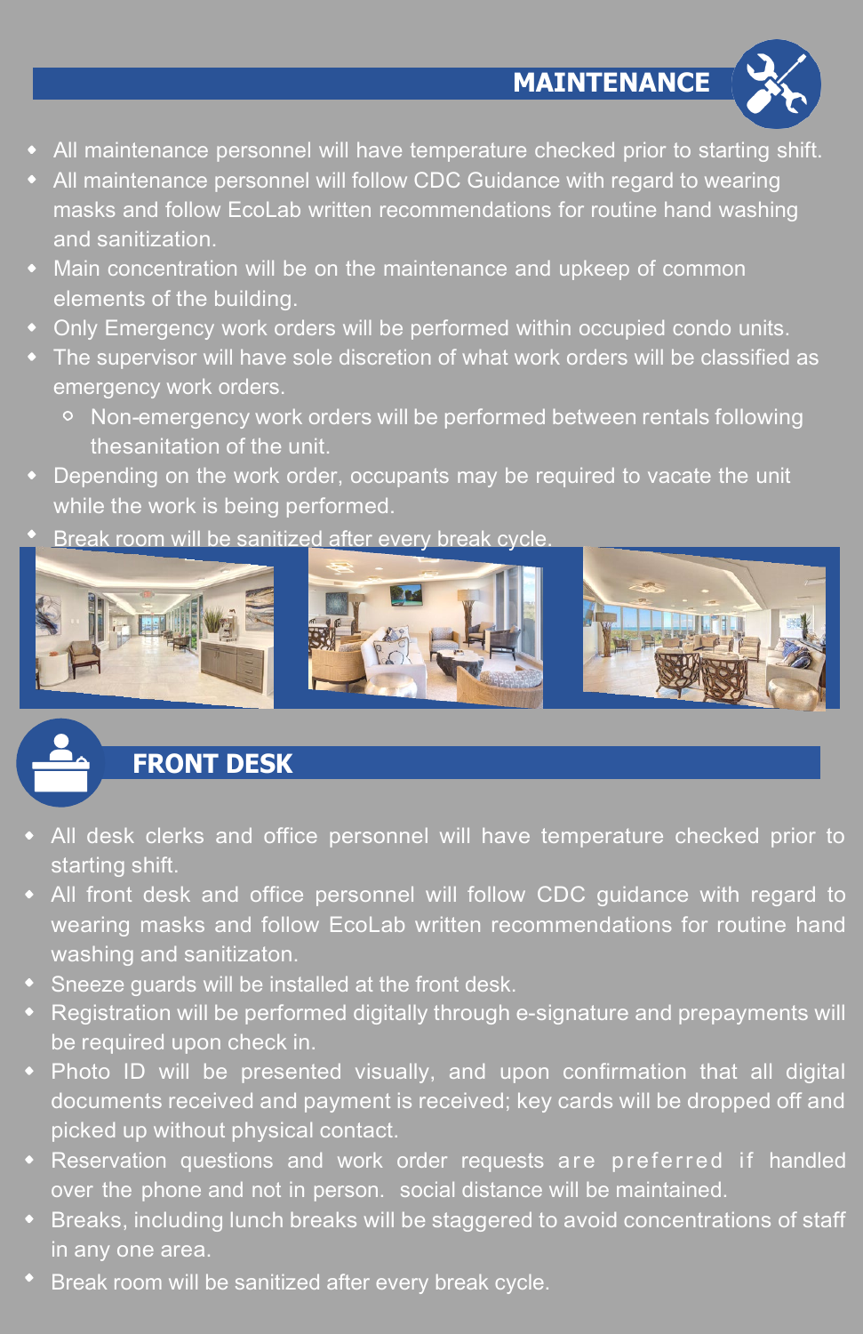## MAINTENANCE

- All maintenance personnel will have temperature checked prior to starting shift.
- All maintenance personnel will follow CDC Guidance with regard to wearing masks and follow EcoLab written recommendations for routine hand washing and sanitization.
- Main concentration will be on the maintenance and upkeep of common elements of the building.
- Only Emergency work orders will be performed within occupied condo units.
- The supervisor will have sole discretion of what work orders will be classified as emergency work orders.
  - Non-emergency work orders will be performed between rentals following thesanitation of the unit.
- Depending on the work order, occupants may be required to vacate the unit while the work is being performed.
- Break room will be sanitized after every break cycle.

## FRONT DESK

- All desk clerks and office personnel will have temperature checked prior to starting shift.
- All front desk and office personnel will follow CDC guidance with regard to wearing masks and follow EcoLab written recommendations for routine hand washing and sanitizaton.
- Sneeze guards will be installed at the front desk.
- Registration will be performed digitally through e-signature and prepayments will be required upon check in.
- Photo ID will be presented visually, and upon confirmation that all digital documents received and payment is received; key cards will be dropped off and picked up without physical contact.
- Reservation questions and work order requests are preferred if handled over the phone and not in person. social distance will be maintained.
- Breaks, including lunch breaks will be staggered to avoid concentrations of staff in any one area.
- Break room will be sanitized after every break cycle.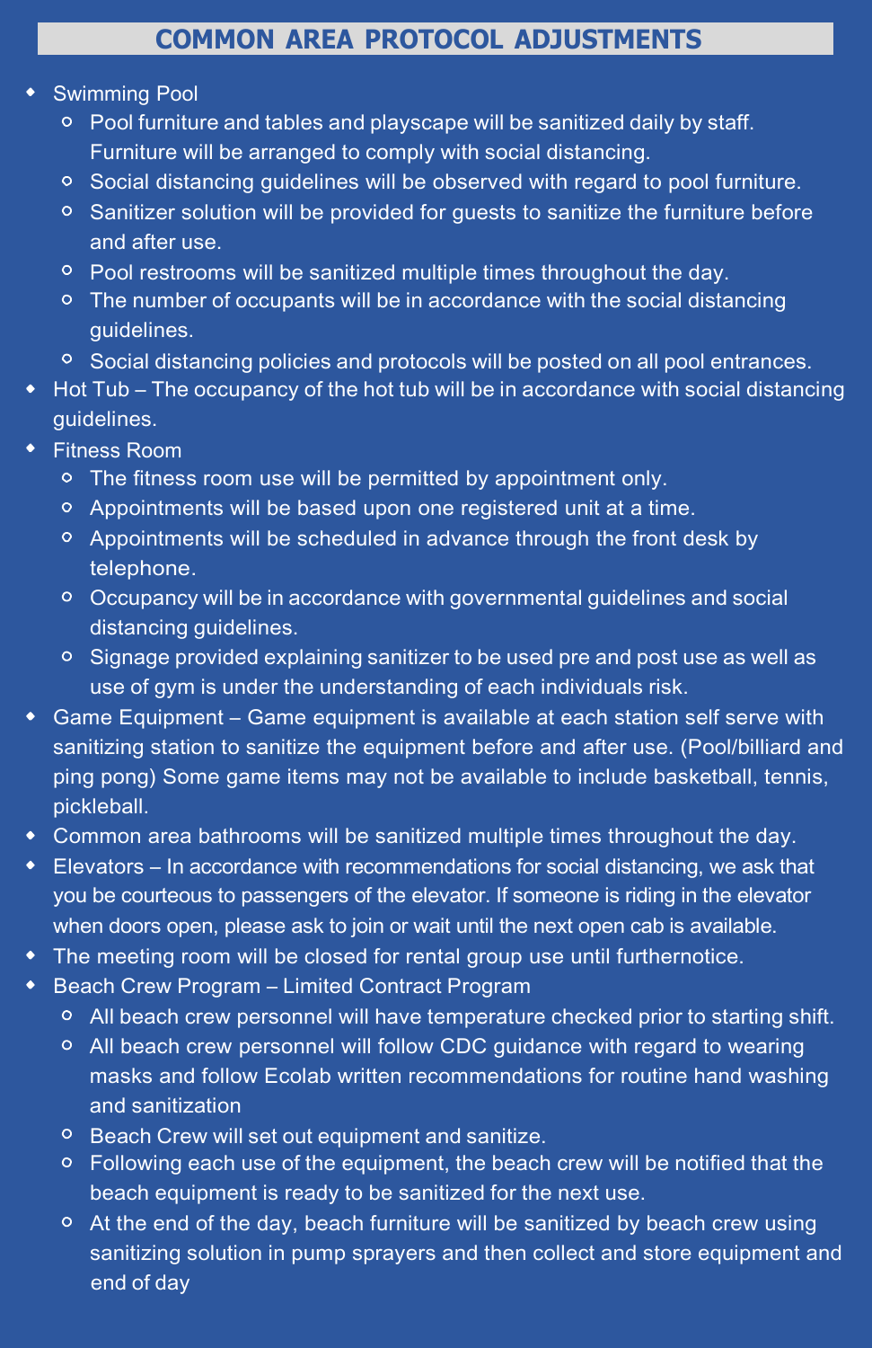# COMMON AREA PROTOCOL ADJUSTMENTS

- Swimming Pool
  - Pool furniture and tables and playscape will be sanitized daily by staff. Furniture will be arranged to comply with social distancing.
  - Social distancing guidelines will be observed with regard to pool furniture.
  - Sanitizer solution will be provided for guests to sanitize the furniture before and after use.
  - Pool restrooms will be sanitized multiple times throughout the day.
  - The number of occupants will be in accordance with the social distancing guidelines.
  - Social distancing policies and protocols will be posted on all pool entrances.
- Hot Tub – The occupancy of the hot tub will be in accordance with social distancing guidelines.
- Fitness Room
  - The fitness room use will be permitted by appointment only.
  - Appointments will be based upon one registered unit at a time.
  - Appointments will be scheduled in advance through the front desk by telephone.
  - Occupancy will be in accordance with governmental guidelines and social distancing guidelines.
  - Signage provided explaining sanitizer to be used pre and post use as well as use of gym is under the understanding of each individuals risk.
- Game Equipment – Game equipment is available at each station self serve with sanitizing station to sanitize the equipment before and after use. (Pool/billiard and ping pong) Some game items may not be available to include basketball, tennis, pickleball.
- Common area bathrooms will be sanitized multiple times throughout the day.
- Elevators – In accordance with recommendations for social distancing, we ask that you be courteous to passengers of the elevator. If someone is riding in the elevator when doors open, please ask to join or wait until the next open cab is available.
- The meeting room will be closed for rental group use until furthernotice.
- Beach Crew Program – Limited Contract Program
  - All beach crew personnel will have temperature checked prior to starting shift.
  - All beach crew personnel will follow CDC guidance with regard to wearing masks and follow Ecolab written recommendations for routine hand washing and sanitization
  - Beach Crew will set out equipment and sanitize.
  - Following each use of the equipment, the beach crew will be notified that the beach equipment is ready to be sanitized for the next use.
  - At the end of the day, beach furniture will be sanitized by beach crew using sanitizing solution in pump sprayers and then collect and store equipment and end of day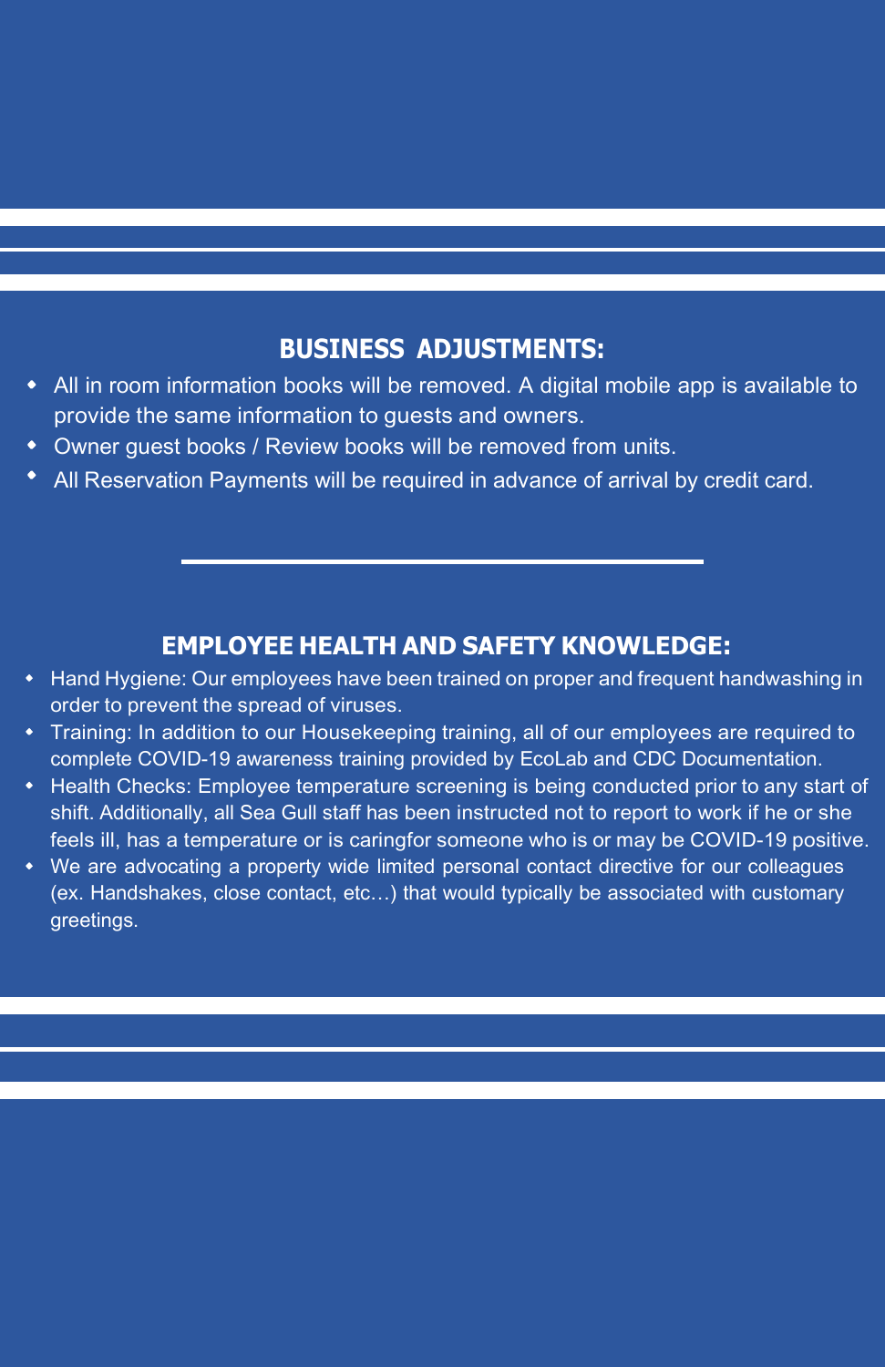## BUSINESS ADJUSTMENTS:

- All in room information books will be removed. A digital mobile app is available to provide the same information to guests and owners.
- Owner guest books / Review books will be removed from units.
- All Reservation Payments will be required in advance of arrival by credit card.

## EMPLOYEE HEALTH AND SAFETY KNOWLEDGE:

- Hand Hygiene: Our employees have been trained on proper and frequent handwashing in order to prevent the spread of viruses.
- Training: In addition to our Housekeeping training, all of our employees are required to complete COVID-19 awareness training provided by EcoLab and CDC Documentation.
- Health Checks: Employee temperature screening is being conducted prior to any start of shift. Additionally, all Sea Gull staff has been instructed not to report to work if he or she feels ill, has a temperature or is caringfor someone who is or may be COVID-19 positive.
- We are advocating a property wide limited personal contact directive for our colleagues (ex. Handshakes, close contact, etc…) that would typically be associated with customary greetings.